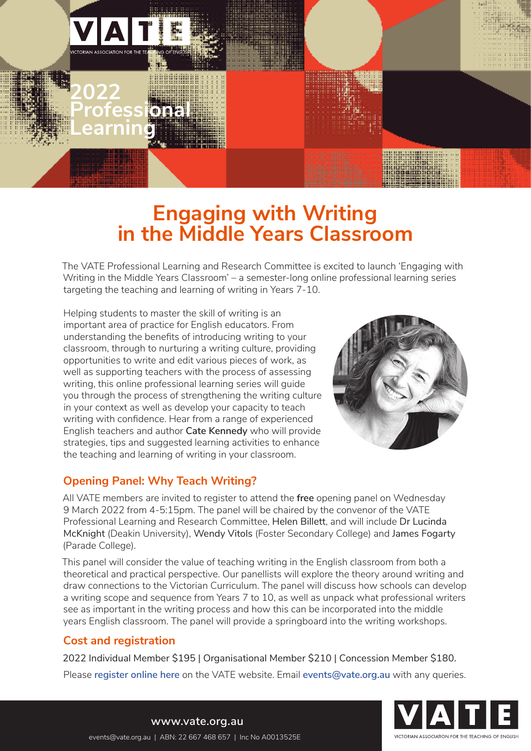VATE

VICTORIAN ASSOCIATION FOR THE TEACHING OF ENGLISH

2022 Professional Learning

# Engaging with Writing in the Middle Years Classroom

The VATE Professional Learning and Research Committee is excited to launch 'Engaging with Writing in the Middle Years Classroom' – a semester-long online professional learning series targeting the teaching and learning of writing in Years 7-10.

Helping students to master the skill of writing is an important area of practice for English educators. From understanding the benefits of introducing writing to your classroom, through to nurturing a writing culture, providing opportunities to write and edit various pieces of work, as well as supporting teachers with the process of assessing writing, this online professional learning series will guide you through the process of strengthening the writing culture in your context as well as develop your capacity to teach writing with confidence. Hear from a range of experienced English teachers and author **Cate Kennedy** who will provide strategies, tips and suggested learning activities to enhance the teaching and learning of writing in your classroom.

## Opening Panel: Why Teach Writing?

All VATE members are invited to register to attend the **free** opening panel on Wednesday 9 March 2022 from 4-5:15pm. The panel will be chaired by the convenor of the VATE Professional Learning and Research Committee, Helen Billett, and will include Dr Lucinda McKnight (Deakin University), Wendy Vitols (Foster Secondary College) and James Fogarty (Parade College).

This panel will consider the value of teaching writing in the English classroom from both a theoretical and practical perspective. Our panellists will explore the theory around writing and draw connections to the Victorian Curriculum. The panel will discuss how schools can develop a writing scope and sequence from Years 7 to 10, as well as unpack what professional writers see as important in the writing process and how this can be incorporated into the middle years English classroom. The panel will provide a springboard into the writing workshops.

## Cost and registration

2022 Individual Member $195 | Organisational Member $210 | Concession Member $180.

Please **register online here** on the VATE website. Email **events@vate.org.au** with any queries.

www.vate.org.au

events@vate.org.au | ABN: 22 667 468 657 | Inc No A0013525E

VATE

VICTORIAN ASSOCIATION FOR THE TEACHING OF ENGLISH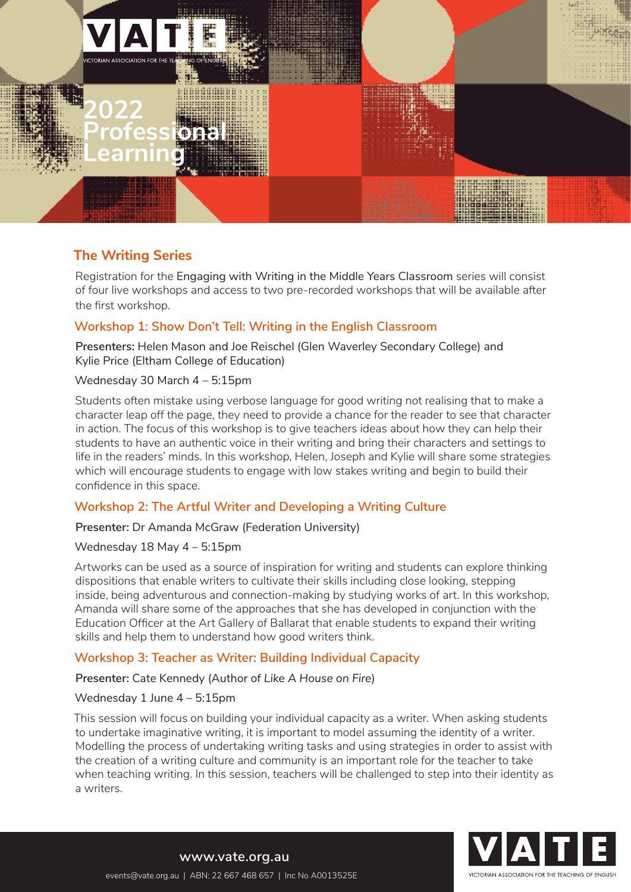# 2022 Professional Learning

## The Writing Series

Registration for the Engaging with Writing in the Middle Years Classroom series will consist of four live workshops and access to two pre-recorded workshops that will be available after the first workshop.

### Workshop 1: Show Don't Tell: Writing in the English Classroom

**Presenters:** Helen Mason and Joe Reischel (Glen Waverley Secondary College) and Kylie Price (Eltham College of Education)

Wednesday 30 March 4 – 5:15pm

Students often mistake using verbose language for good writing not realising that to make a character leap off the page, they need to provide a chance for the reader to see that character in action. The focus of this workshop is to give teachers ideas about how they can help their students to have an authentic voice in their writing and bring their characters and settings to life in the readers' minds. In this workshop, Helen, Joseph and Kylie will share some strategies which will encourage students to engage with low stakes writing and begin to build their confidence in this space.

### Workshop 2: The Artful Writer and Developing a Writing Culture

**Presenter:** Dr Amanda McGraw (Federation University)

Wednesday 18 May 4 – 5:15pm

Artworks can be used as a source of inspiration for writing and students can explore thinking dispositions that enable writers to cultivate their skills including close looking, stepping inside, being adventurous and connection-making by studying works of art. In this workshop, Amanda will share some of the approaches that she has developed in conjunction with the Education Officer at the Art Gallery of Ballarat that enable students to expand their writing skills and help them to understand how good writers think.

### Workshop 3: Teacher as Writer: Building Individual Capacity

**Presenter:** Cate Kennedy (Author of *Like A House on Fire*)

Wednesday 1 June 4 – 5:15pm

This session will focus on building your individual capacity as a writer. When asking students to undertake imaginative writing, it is important to model assuming the identity of a writer. Modelling the process of undertaking writing tasks and using strategies in order to assist with the creation of a writing culture and community is an important role for the teacher to take when teaching writing. In this session, teachers will be challenged to step into their identity as a writers.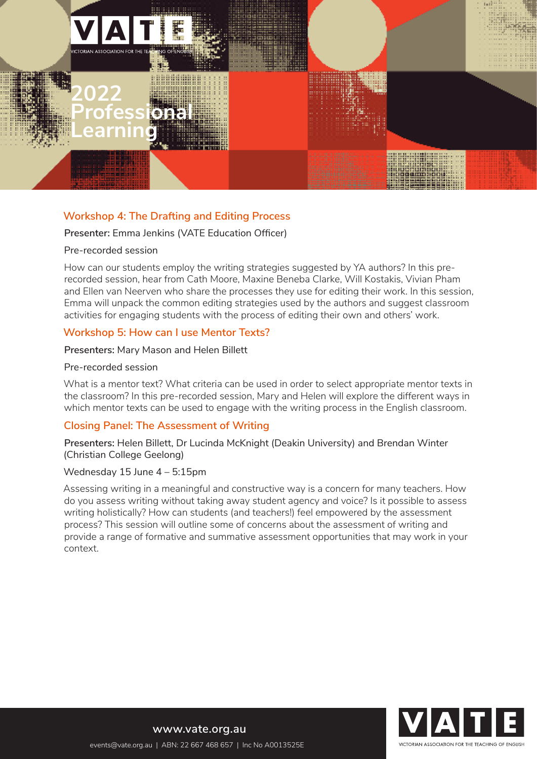## Workshop 4: The Drafting and Editing Process

**Presenter:** Emma Jenkins (VATE Education Officer)

Pre-recorded session

How can our students employ the writing strategies suggested by YA authors? In this pre-recorded session, hear from Cath Moore, Maxine Beneba Clarke, Will Kostakis, Vivian Pham and Ellen van Neerven who share the processes they use for editing their work. In this session, Emma will unpack the common editing strategies used by the authors and suggest classroom activities for engaging students with the process of editing their own and others' work.

## Workshop 5: How can I use Mentor Texts?

**Presenters:** Mary Mason and Helen Billett

Pre-recorded session

What is a mentor text? What criteria can be used in order to select appropriate mentor texts in the classroom? In this pre-recorded session, Mary and Helen will explore the different ways in which mentor texts can be used to engage with the writing process in the English classroom.

## Closing Panel: The Assessment of Writing

**Presenters:** Helen Billett, Dr Lucinda McKnight (Deakin University) and Brendan Winter (Christian College Geelong)

Wednesday 15 June 4 – 5:15pm

Assessing writing in a meaningful and constructive way is a concern for many teachers. How do you assess writing without taking away student agency and voice? Is it possible to assess writing holistically? How can students (and teachers!) feel empowered by the assessment process? This session will outline some of concerns about the assessment of writing and provide a range of formative and summative assessment opportunities that may work in your context.